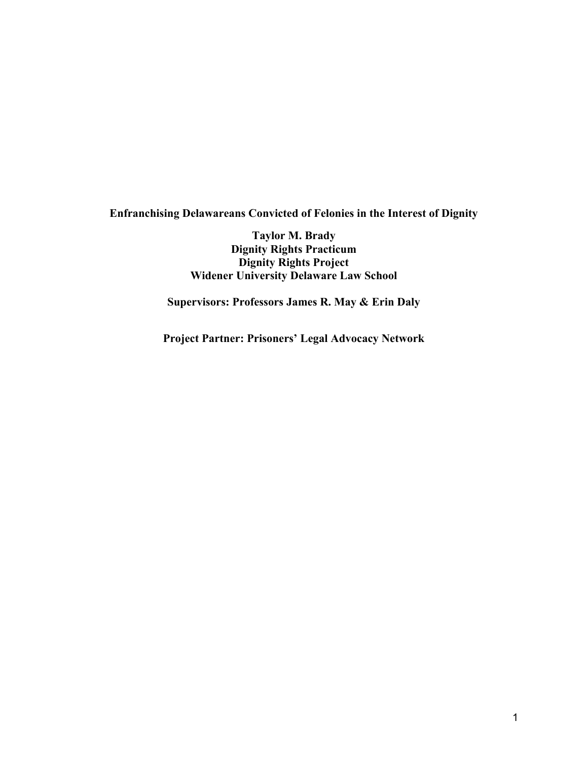# Enfranchising Delawareans Convicted of Felonies in the Interest of Dignity

**Taylor M. Brady**
**Dignity Rights Practicum**
**Dignity Rights Project**
**Widener University Delaware Law School**

**Supervisors: Professors James R. May & Erin Daly**

**Project Partner: Prisoners' Legal Advocacy Network**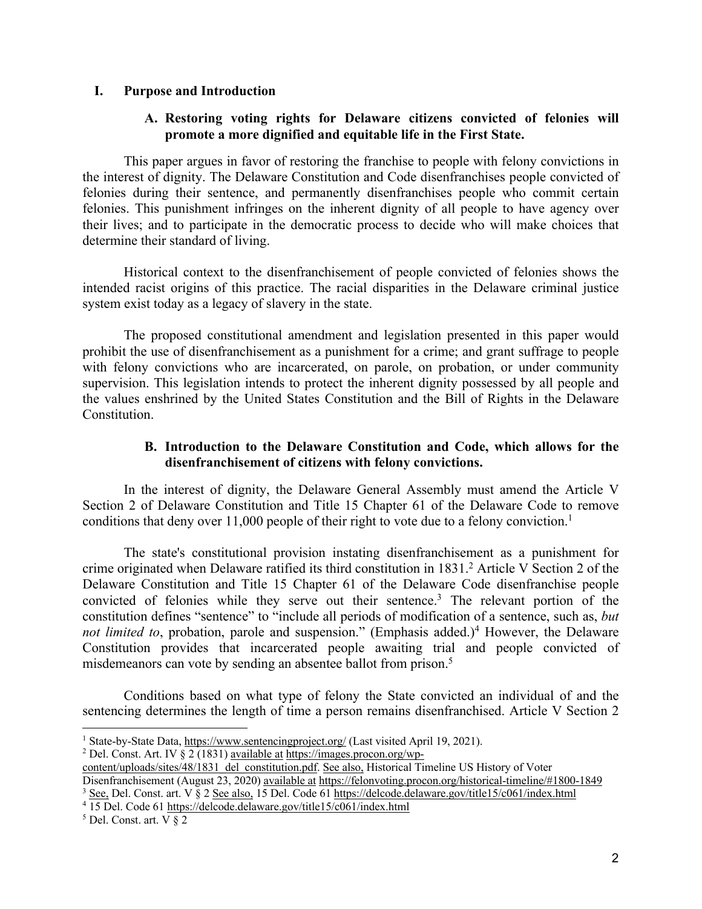## I. Purpose and Introduction

### A. Restoring voting rights for Delaware citizens convicted of felonies will promote a more dignified and equitable life in the First State.

This paper argues in favor of restoring the franchise to people with felony convictions in the interest of dignity. The Delaware Constitution and Code disenfranchises people convicted of felonies during their sentence, and permanently disenfranchises people who commit certain felonies. This punishment infringes on the inherent dignity of all people to have agency over their lives; and to participate in the democratic process to decide who will make choices that determine their standard of living.

Historical context to the disenfranchisement of people convicted of felonies shows the intended racist origins of this practice. The racial disparities in the Delaware criminal justice system exist today as a legacy of slavery in the state.

The proposed constitutional amendment and legislation presented in this paper would prohibit the use of disenfranchisement as a punishment for a crime; and grant suffrage to people with felony convictions who are incarcerated, on parole, on probation, or under community supervision. This legislation intends to protect the inherent dignity possessed by all people and the values enshrined by the United States Constitution and the Bill of Rights in the Delaware Constitution.

### B. Introduction to the Delaware Constitution and Code, which allows for the disenfranchisement of citizens with felony convictions.

In the interest of dignity, the Delaware General Assembly must amend the Article V Section 2 of Delaware Constitution and Title 15 Chapter 61 of the Delaware Code to remove conditions that deny over 11,000 people of their right to vote due to a felony conviction.[1]

The state's constitutional provision instating disenfranchisement as a punishment for crime originated when Delaware ratified its third constitution in 1831.[2] Article V Section 2 of the Delaware Constitution and Title 15 Chapter 61 of the Delaware Code disenfranchise people convicted of felonies while they serve out their sentence.[3] The relevant portion of the constitution defines "sentence" to "include all periods of modification of a sentence, such as, *but not limited to*, probation, parole and suspension." (Emphasis added.)[4] However, the Delaware Constitution provides that incarcerated people awaiting trial and people convicted of misdemeanors can vote by sending an absentee ballot from prison.[5]

Conditions based on what type of felony the State convicted an individual of and the sentencing determines the length of time a person remains disenfranchised. Article V Section 2

---

[1] State-by-State Data, https://www.sentencingproject.org/ (Last visited April 19, 2021).

[2] Del. Const. Art. IV § 2 (1831) available at https://images.procon.org/wp-content/uploads/sites/48/1831_del_constitution.pdf. See also, Historical Timeline US History of Voter Disenfranchisement (August 23, 2020) available at https://felonvoting.procon.org/historical-timeline/#1800-1849

[3] See, Del. Const. art. V § 2 See also, 15 Del. Code 61 https://delcode.delaware.gov/title15/c061/index.html

[4] 15 Del. Code 61 https://delcode.delaware.gov/title15/c061/index.html

[5] Del. Const. art. V § 2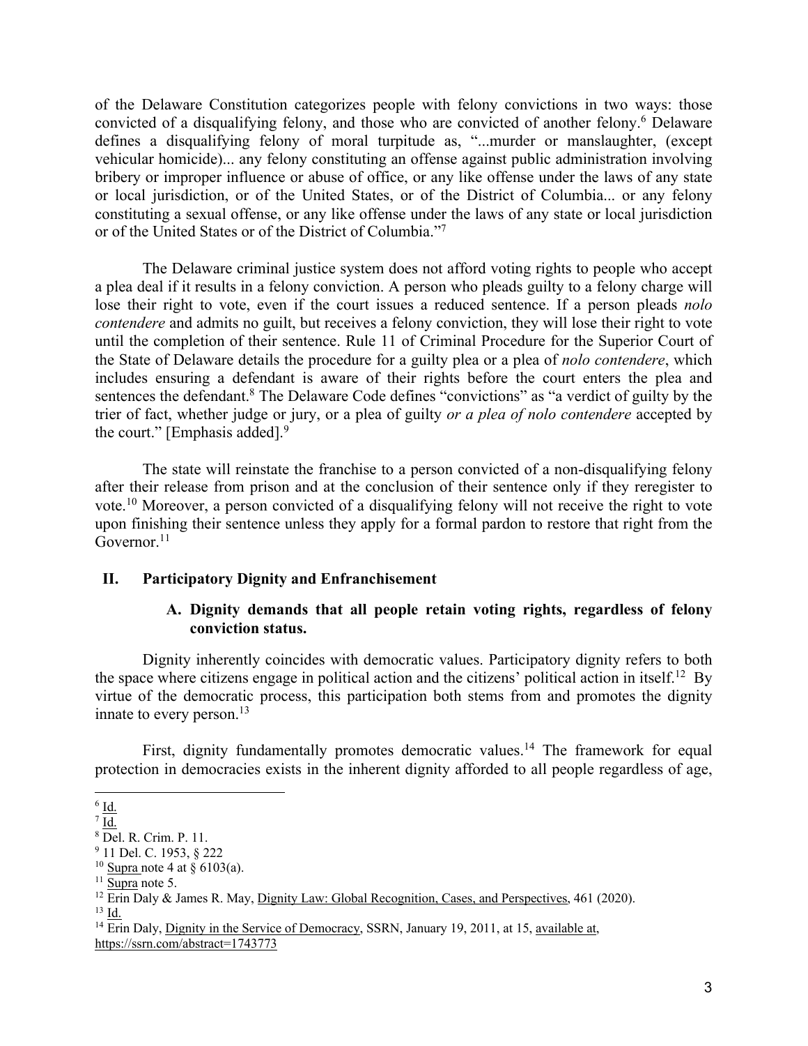of the Delaware Constitution categorizes people with felony convictions in two ways: those convicted of a disqualifying felony, and those who are convicted of another felony.[6] Delaware defines a disqualifying felony of moral turpitude as, "...murder or manslaughter, (except vehicular homicide)... any felony constituting an offense against public administration involving bribery or improper influence or abuse of office, or any like offense under the laws of any state or local jurisdiction, or of the United States, or of the District of Columbia... or any felony constituting a sexual offense, or any like offense under the laws of any state or local jurisdiction or of the United States or of the District of Columbia."[7]

The Delaware criminal justice system does not afford voting rights to people who accept a plea deal if it results in a felony conviction. A person who pleads guilty to a felony charge will lose their right to vote, even if the court issues a reduced sentence. If a person pleads *nolo contendere* and admits no guilt, but receives a felony conviction, they will lose their right to vote until the completion of their sentence. Rule 11 of Criminal Procedure for the Superior Court of the State of Delaware details the procedure for a guilty plea or a plea of *nolo contendere*, which includes ensuring a defendant is aware of their rights before the court enters the plea and sentences the defendant.[8] The Delaware Code defines "convictions" as "a verdict of guilty by the trier of fact, whether judge or jury, or a plea of guilty *or a plea of nolo contendere* accepted by the court." [Emphasis added].[9]

The state will reinstate the franchise to a person convicted of a non-disqualifying felony after their release from prison and at the conclusion of their sentence only if they reregister to vote.[10] Moreover, a person convicted of a disqualifying felony will not receive the right to vote upon finishing their sentence unless they apply for a formal pardon to restore that right from the Governor.[11]

## II. Participatory Dignity and Enfranchisement

### A. Dignity demands that all people retain voting rights, regardless of felony conviction status.

Dignity inherently coincides with democratic values. Participatory dignity refers to both the space where citizens engage in political action and the citizens' political action in itself.[12] By virtue of the democratic process, this participation both stems from and promotes the dignity innate to every person.[13]

First, dignity fundamentally promotes democratic values.[14] The framework for equal protection in democracies exists in the inherent dignity afforded to all people regardless of age,

---

[6] Id.

[7] Id.

[8] Del. R. Crim. P. 11.

[9] 11 Del. C. 1953, § 222

[10] Supra note 4 at § 6103(a).

[11] Supra note 5.

[12] Erin Daly & James R. May, Dignity Law: Global Recognition, Cases, and Perspectives, 461 (2020).

[13] Id.

[14] Erin Daly, Dignity in the Service of Democracy, SSRN, January 19, 2011, at 15, available at, https://ssrn.com/abstract=1743773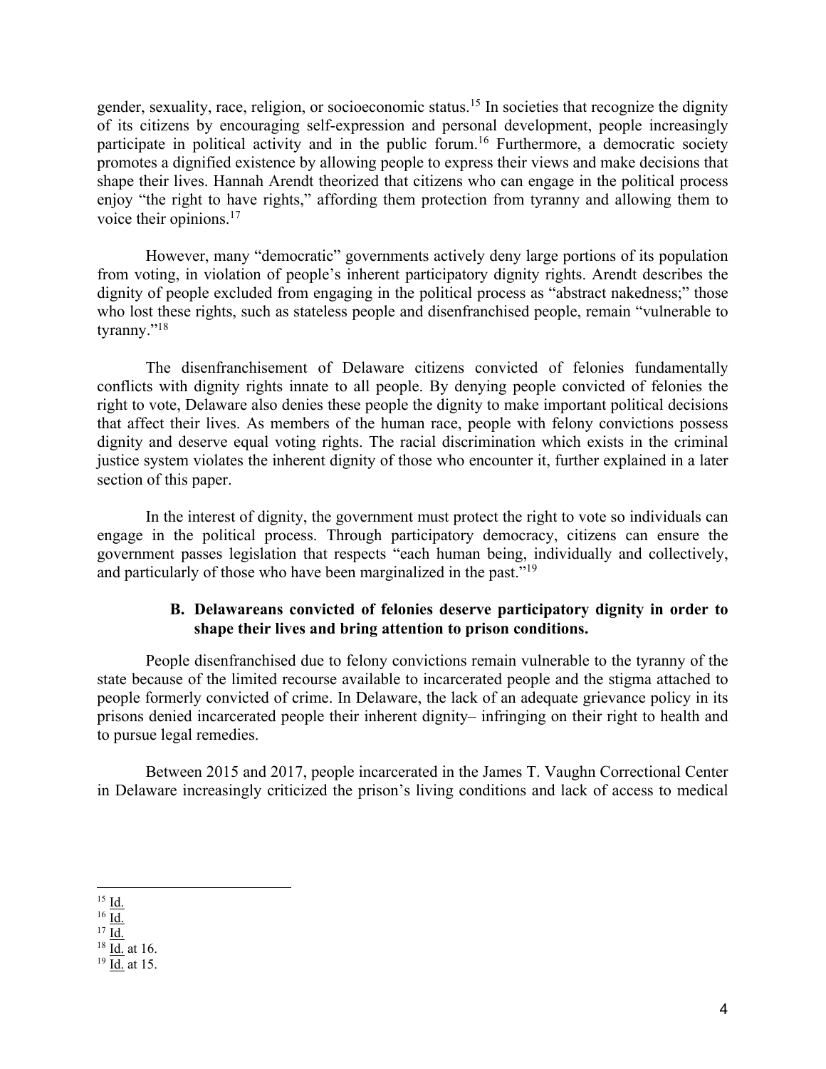gender, sexuality, race, religion, or socioeconomic status.[15] In societies that recognize the dignity of its citizens by encouraging self-expression and personal development, people increasingly participate in political activity and in the public forum.[16] Furthermore, a democratic society promotes a dignified existence by allowing people to express their views and make decisions that shape their lives. Hannah Arendt theorized that citizens who can engage in the political process enjoy "the right to have rights," affording them protection from tyranny and allowing them to voice their opinions.[17]

However, many "democratic" governments actively deny large portions of its population from voting, in violation of people's inherent participatory dignity rights. Arendt describes the dignity of people excluded from engaging in the political process as "abstract nakedness;" those who lost these rights, such as stateless people and disenfranchised people, remain "vulnerable to tyranny."[18]

The disenfranchisement of Delaware citizens convicted of felonies fundamentally conflicts with dignity rights innate to all people. By denying people convicted of felonies the right to vote, Delaware also denies these people the dignity to make important political decisions that affect their lives. As members of the human race, people with felony convictions possess dignity and deserve equal voting rights. The racial discrimination which exists in the criminal justice system violates the inherent dignity of those who encounter it, further explained in a later section of this paper.

In the interest of dignity, the government must protect the right to vote so individuals can engage in the political process. Through participatory democracy, citizens can ensure the government passes legislation that respects "each human being, individually and collectively, and particularly of those who have been marginalized in the past."[19]

**B. Delawareans convicted of felonies deserve participatory dignity in order to shape their lives and bring attention to prison conditions.**

People disenfranchised due to felony convictions remain vulnerable to the tyranny of the state because of the limited recourse available to incarcerated people and the stigma attached to people formerly convicted of crime. In Delaware, the lack of an adequate grievance policy in its prisons denied incarcerated people their inherent dignity– infringing on their right to health and to pursue legal remedies.

Between 2015 and 2017, people incarcerated in the James T. Vaughn Correctional Center in Delaware increasingly criticized the prison's living conditions and lack of access to medical

---

[15] Id.
[16] Id.
[17] Id.
[18] Id. at 16.
[19] Id. at 15.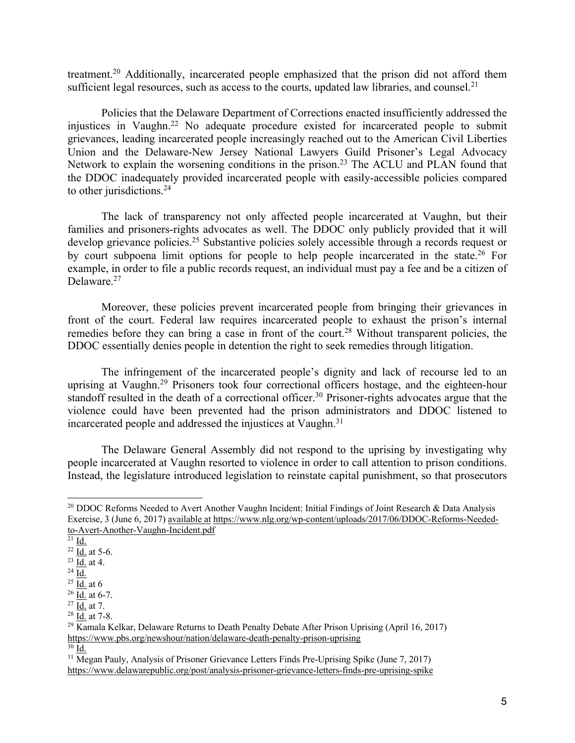treatment.[20] Additionally, incarcerated people emphasized that the prison did not afford them sufficient legal resources, such as access to the courts, updated law libraries, and counsel.[21]

Policies that the Delaware Department of Corrections enacted insufficiently addressed the injustices in Vaughn.[22] No adequate procedure existed for incarcerated people to submit grievances, leading incarcerated people increasingly reached out to the American Civil Liberties Union and the Delaware-New Jersey National Lawyers Guild Prisoner's Legal Advocacy Network to explain the worsening conditions in the prison.[23] The ACLU and PLAN found that the DDOC inadequately provided incarcerated people with easily-accessible policies compared to other jurisdictions.[24]

The lack of transparency not only affected people incarcerated at Vaughn, but their families and prisoners-rights advocates as well. The DDOC only publicly provided that it will develop grievance policies.[25] Substantive policies solely accessible through a records request or by court subpoena limit options for people to help people incarcerated in the state.[26] For example, in order to file a public records request, an individual must pay a fee and be a citizen of Delaware.[27]

Moreover, these policies prevent incarcerated people from bringing their grievances in front of the court. Federal law requires incarcerated people to exhaust the prison's internal remedies before they can bring a case in front of the court.[28] Without transparent policies, the DDOC essentially denies people in detention the right to seek remedies through litigation.

The infringement of the incarcerated people's dignity and lack of recourse led to an uprising at Vaughn.[29] Prisoners took four correctional officers hostage, and the eighteen-hour standoff resulted in the death of a correctional officer.[30] Prisoner-rights advocates argue that the violence could have been prevented had the prison administrators and DDOC listened to incarcerated people and addressed the injustices at Vaughn.[31]

The Delaware General Assembly did not respond to the uprising by investigating why people incarcerated at Vaughn resorted to violence in order to call attention to prison conditions. Instead, the legislature introduced legislation to reinstate capital punishment, so that prosecutors

---

[20] DDOC Reforms Needed to Avert Another Vaughn Incident: Initial Findings of Joint Research & Data Analysis Exercise, 3 (June 6, 2017) available at https://www.nlg.org/wp-content/uploads/2017/06/DDOC-Reforms-Needed-to-Avert-Another-Vaughn-Incident.pdf

[21] Id.

[22] Id. at 5-6.

[23] Id. at 4.

[24] Id.

[25] Id. at 6

[26] Id. at 6-7.

[27] Id. at 7.

[28] Id. at 7-8.

[29] Kamala Kelkar, Delaware Returns to Death Penalty Debate After Prison Uprising (April 16, 2017) https://www.pbs.org/newshour/nation/delaware-death-penalty-prison-uprising

[30] Id.

[31] Megan Pauly, Analysis of Prisoner Grievance Letters Finds Pre-Uprising Spike (June 7, 2017) https://www.delawarepublic.org/post/analysis-prisoner-grievance-letters-finds-pre-uprising-spike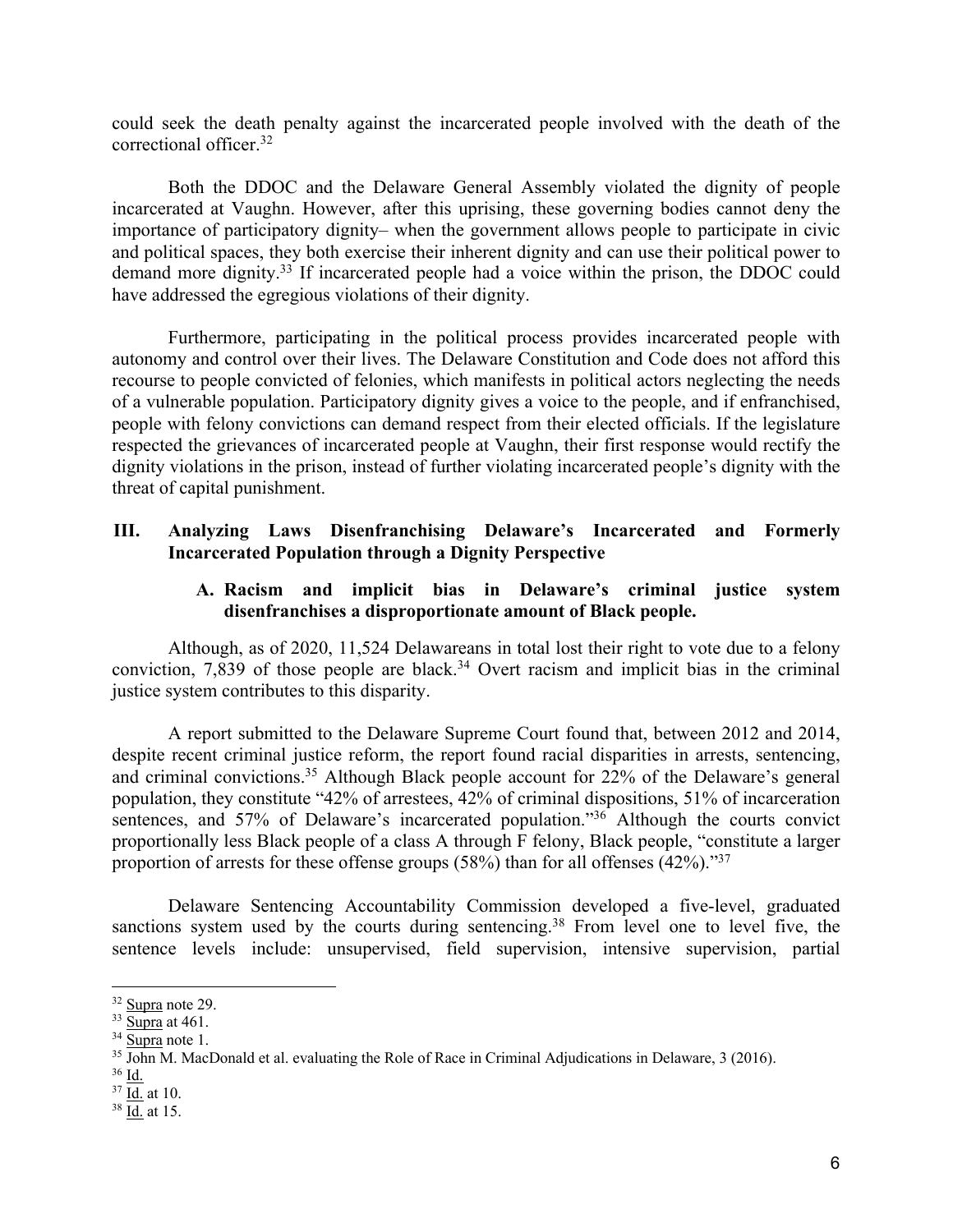could seek the death penalty against the incarcerated people involved with the death of the correctional officer.[32]

Both the DDOC and the Delaware General Assembly violated the dignity of people incarcerated at Vaughn. However, after this uprising, these governing bodies cannot deny the importance of participatory dignity– when the government allows people to participate in civic and political spaces, they both exercise their inherent dignity and can use their political power to demand more dignity.[33] If incarcerated people had a voice within the prison, the DDOC could have addressed the egregious violations of their dignity.

Furthermore, participating in the political process provides incarcerated people with autonomy and control over their lives. The Delaware Constitution and Code does not afford this recourse to people convicted of felonies, which manifests in political actors neglecting the needs of a vulnerable population. Participatory dignity gives a voice to the people, and if enfranchised, people with felony convictions can demand respect from their elected officials. If the legislature respected the grievances of incarcerated people at Vaughn, their first response would rectify the dignity violations in the prison, instead of further violating incarcerated people's dignity with the threat of capital punishment.

## III. Analyzing Laws Disenfranchising Delaware's Incarcerated and Formerly Incarcerated Population through a Dignity Perspective

### A. Racism and implicit bias in Delaware's criminal justice system disenfranchises a disproportionate amount of Black people.

Although, as of 2020, 11,524 Delawareans in total lost their right to vote due to a felony conviction, 7,839 of those people are black.[34] Overt racism and implicit bias in the criminal justice system contributes to this disparity.

A report submitted to the Delaware Supreme Court found that, between 2012 and 2014, despite recent criminal justice reform, the report found racial disparities in arrests, sentencing, and criminal convictions.[35] Although Black people account for 22% of the Delaware's general population, they constitute "42% of arrestees, 42% of criminal dispositions, 51% of incarceration sentences, and 57% of Delaware's incarcerated population."[36] Although the courts convict proportionally less Black people of a class A through F felony, Black people, "constitute a larger proportion of arrests for these offense groups (58%) than for all offenses (42%)."[37]

Delaware Sentencing Accountability Commission developed a five-level, graduated sanctions system used by the courts during sentencing.[38] From level one to level five, the sentence levels include: unsupervised, field supervision, intensive supervision, partial

---

[32] Supra note 29.

[33] Supra at 461.

[34] Supra note 1.

[35] John M. MacDonald et al. evaluating the Role of Race in Criminal Adjudications in Delaware, 3 (2016).

[36] Id.

[37] Id. at 10.

[38] Id. at 15.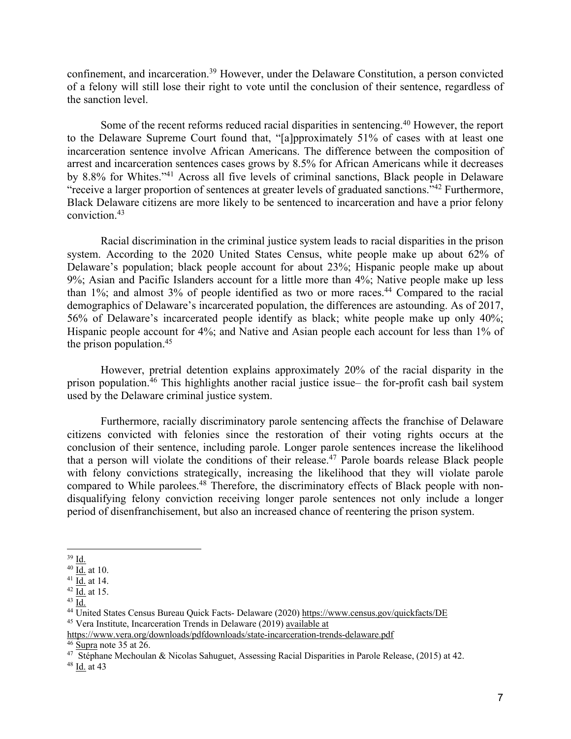confinement, and incarceration.[39] However, under the Delaware Constitution, a person convicted of a felony will still lose their right to vote until the conclusion of their sentence, regardless of the sanction level.

Some of the recent reforms reduced racial disparities in sentencing.[40] However, the report to the Delaware Supreme Court found that, "[a]pproximately 51% of cases with at least one incarceration sentence involve African Americans. The difference between the composition of arrest and incarceration sentences cases grows by 8.5% for African Americans while it decreases by 8.8% for Whites."[41] Across all five levels of criminal sanctions, Black people in Delaware "receive a larger proportion of sentences at greater levels of graduated sanctions."[42] Furthermore, Black Delaware citizens are more likely to be sentenced to incarceration and have a prior felony conviction.[43]

Racial discrimination in the criminal justice system leads to racial disparities in the prison system. According to the 2020 United States Census, white people make up about 62% of Delaware's population; black people account for about 23%; Hispanic people make up about 9%; Asian and Pacific Islanders account for a little more than 4%; Native people make up less than 1%; and almost 3% of people identified as two or more races.[44] Compared to the racial demographics of Delaware's incarcerated population, the differences are astounding. As of 2017, 56% of Delaware's incarcerated people identify as black; white people make up only 40%; Hispanic people account for 4%; and Native and Asian people each account for less than 1% of the prison population.[45]

However, pretrial detention explains approximately 20% of the racial disparity in the prison population.[46] This highlights another racial justice issue– the for-profit cash bail system used by the Delaware criminal justice system.

Furthermore, racially discriminatory parole sentencing affects the franchise of Delaware citizens convicted with felonies since the restoration of their voting rights occurs at the conclusion of their sentence, including parole. Longer parole sentences increase the likelihood that a person will violate the conditions of their release.[47] Parole boards release Black people with felony convictions strategically, increasing the likelihood that they will violate parole compared to While parolees.[48] Therefore, the discriminatory effects of Black people with non-disqualifying felony conviction receiving longer parole sentences not only include a longer period of disenfranchisement, but also an increased chance of reentering the prison system.

---

[39] Id.

[40] Id. at 10.

[41] Id. at 14.

[42] Id. at 15.

[43] Id.

[44] United States Census Bureau Quick Facts- Delaware (2020) https://www.census.gov/quickfacts/DE

[45] Vera Institute, Incarceration Trends in Delaware (2019) available at https://www.vera.org/downloads/pdfdownloads/state-incarceration-trends-delaware.pdf

[46] Supra note 35 at 26.

[47] Stéphane Mechoulan & Nicolas Sahuguet, Assessing Racial Disparities in Parole Release, (2015) at 42.

[48] Id. at 43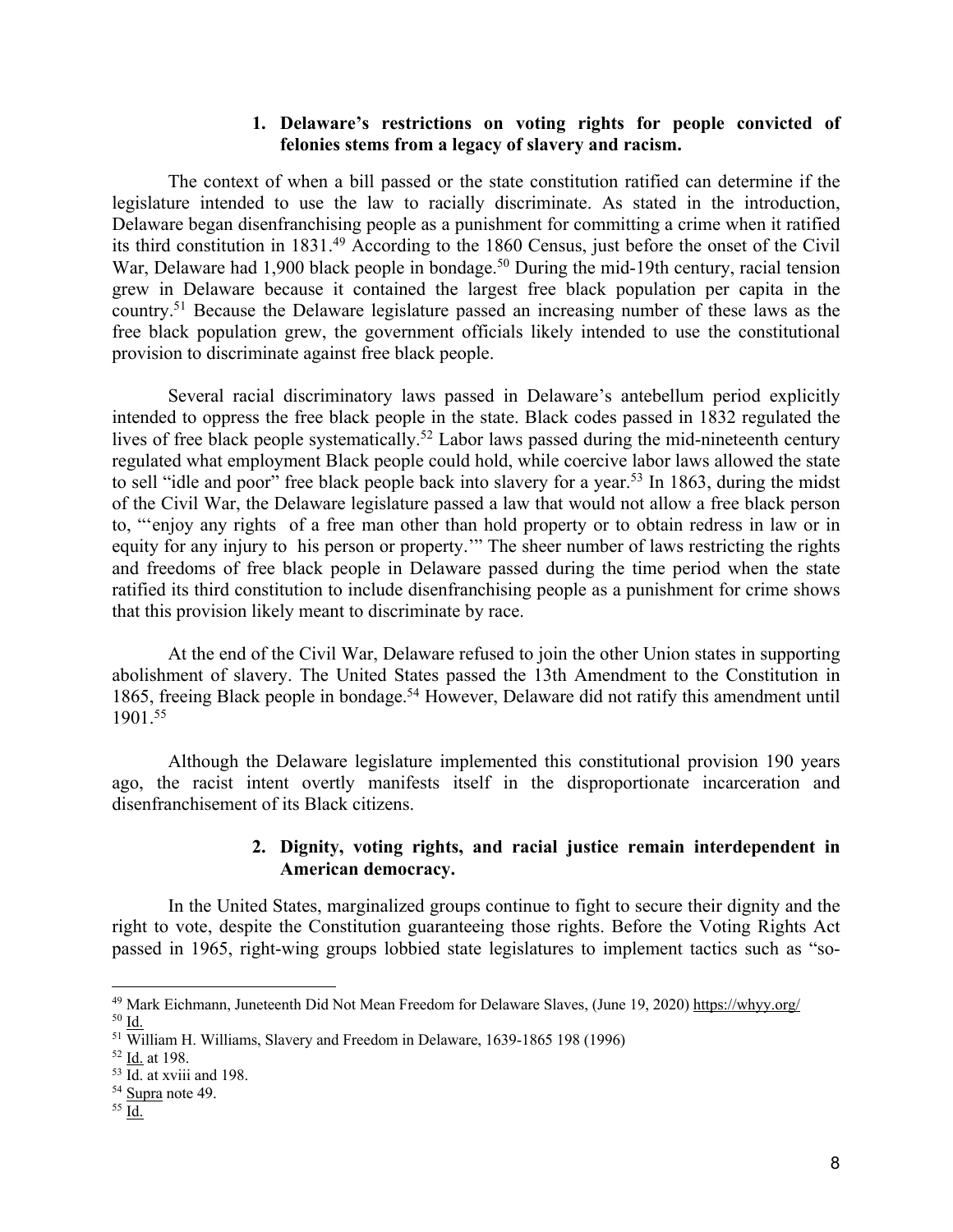#### 1. Delaware's restrictions on voting rights for people convicted of felonies stems from a legacy of slavery and racism.

The context of when a bill passed or the state constitution ratified can determine if the legislature intended to use the law to racially discriminate. As stated in the introduction, Delaware began disenfranchising people as a punishment for committing a crime when it ratified its third constitution in 1831.[49] According to the 1860 Census, just before the onset of the Civil War, Delaware had 1,900 black people in bondage.[50] During the mid-19th century, racial tension grew in Delaware because it contained the largest free black population per capita in the country.[51] Because the Delaware legislature passed an increasing number of these laws as the free black population grew, the government officials likely intended to use the constitutional provision to discriminate against free black people.

Several racial discriminatory laws passed in Delaware's antebellum period explicitly intended to oppress the free black people in the state. Black codes passed in 1832 regulated the lives of free black people systematically.[52] Labor laws passed during the mid-nineteenth century regulated what employment Black people could hold, while coercive labor laws allowed the state to sell "idle and poor" free black people back into slavery for a year.[53] In 1863, during the midst of the Civil War, the Delaware legislature passed a law that would not allow a free black person to, "'enjoy any rights of a free man other than hold property or to obtain redress in law or in equity for any injury to his person or property.'" The sheer number of laws restricting the rights and freedoms of free black people in Delaware passed during the time period when the state ratified its third constitution to include disenfranchising people as a punishment for crime shows that this provision likely meant to discriminate by race.

At the end of the Civil War, Delaware refused to join the other Union states in supporting abolishment of slavery. The United States passed the 13th Amendment to the Constitution in 1865, freeing Black people in bondage.[54] However, Delaware did not ratify this amendment until 1901.[55]

Although the Delaware legislature implemented this constitutional provision 190 years ago, the racist intent overtly manifests itself in the disproportionate incarceration and disenfranchisement of its Black citizens.

#### 2. Dignity, voting rights, and racial justice remain interdependent in American democracy.

In the United States, marginalized groups continue to fight to secure their dignity and the right to vote, despite the Constitution guaranteeing those rights. Before the Voting Rights Act passed in 1965, right-wing groups lobbied state legislatures to implement tactics such as "so-

---

[49] Mark Eichmann, Juneteenth Did Not Mean Freedom for Delaware Slaves, (June 19, 2020) https://whyy.org/

[50] Id.

[51] William H. Williams, Slavery and Freedom in Delaware, 1639-1865 198 (1996)

[52] Id. at 198.

[53] Id. at xviii and 198.

[54] Supra note 49.

[55] Id.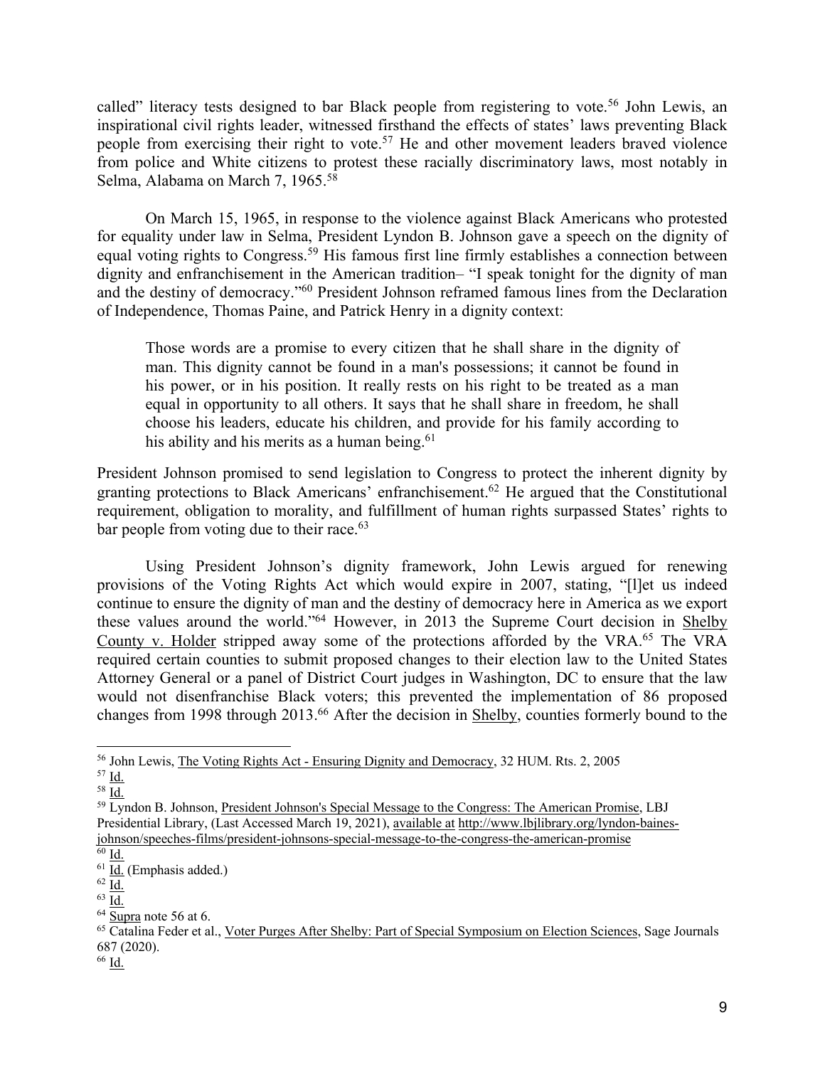called" literacy tests designed to bar Black people from registering to vote.[56] John Lewis, an inspirational civil rights leader, witnessed firsthand the effects of states' laws preventing Black people from exercising their right to vote.[57] He and other movement leaders braved violence from police and White citizens to protest these racially discriminatory laws, most notably in Selma, Alabama on March 7, 1965.[58]

On March 15, 1965, in response to the violence against Black Americans who protested for equality under law in Selma, President Lyndon B. Johnson gave a speech on the dignity of equal voting rights to Congress.[59] His famous first line firmly establishes a connection between dignity and enfranchisement in the American tradition– "I speak tonight for the dignity of man and the destiny of democracy."[60] President Johnson reframed famous lines from the Declaration of Independence, Thomas Paine, and Patrick Henry in a dignity context:

> Those words are a promise to every citizen that he shall share in the dignity of man. This dignity cannot be found in a man's possessions; it cannot be found in his power, or in his position. It really rests on his right to be treated as a man equal in opportunity to all others. It says that he shall share in freedom, he shall choose his leaders, educate his children, and provide for his family according to his ability and his merits as a human being.[61]

President Johnson promised to send legislation to Congress to protect the inherent dignity by granting protections to Black Americans' enfranchisement.[62] He argued that the Constitutional requirement, obligation to morality, and fulfillment of human rights surpassed States' rights to bar people from voting due to their race.[63]

Using President Johnson's dignity framework, John Lewis argued for renewing provisions of the Voting Rights Act which would expire in 2007, stating, "[l]et us indeed continue to ensure the dignity of man and the destiny of democracy here in America as we export these values around the world."[64] However, in 2013 the Supreme Court decision in Shelby County v. Holder stripped away some of the protections afforded by the VRA.[65] The VRA required certain counties to submit proposed changes to their election law to the United States Attorney General or a panel of District Court judges in Washington, DC to ensure that the law would not disenfranchise Black voters; this prevented the implementation of 86 proposed changes from 1998 through 2013.[66] After the decision in Shelby, counties formerly bound to the

---

[56] John Lewis, The Voting Rights Act - Ensuring Dignity and Democracy, 32 HUM. Rts. 2, 2005

[57] Id.

[58] Id.

[59] Lyndon B. Johnson, President Johnson's Special Message to the Congress: The American Promise, LBJ Presidential Library, (Last Accessed March 19, 2021), available at http://www.lbjlibrary.org/lyndon-baines-johnson/speeches-films/president-johnsons-special-message-to-the-congress-the-american-promise

[60] Id.

[61] Id. (Emphasis added.)

[62] Id.

[63] Id.

[64] Supra note 56 at 6.

[65] Catalina Feder et al., Voter Purges After Shelby: Part of Special Symposium on Election Sciences, Sage Journals 687 (2020).

[66] Id.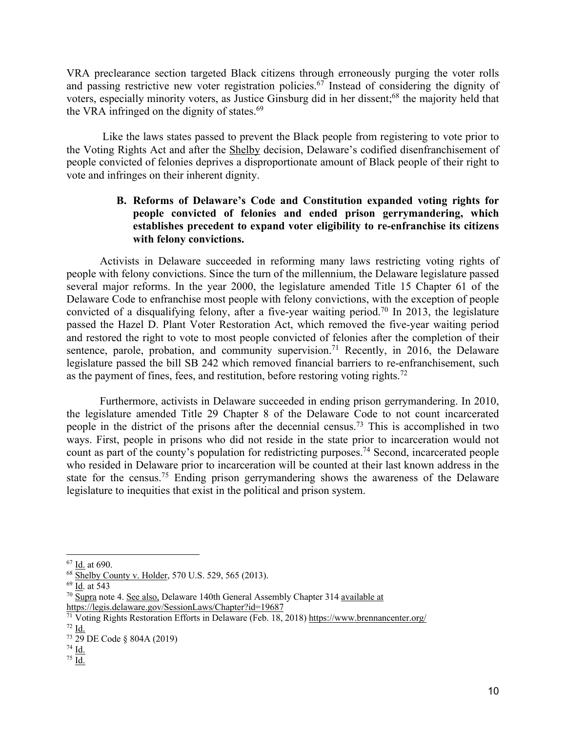VRA preclearance section targeted Black citizens through erroneously purging the voter rolls and passing restrictive new voter registration policies.[67] Instead of considering the dignity of voters, especially minority voters, as Justice Ginsburg did in her dissent;[68] the majority held that the VRA infringed on the dignity of states.[69]

Like the laws states passed to prevent the Black people from registering to vote prior to the Voting Rights Act and after the Shelby decision, Delaware's codified disenfranchisement of people convicted of felonies deprives a disproportionate amount of Black people of their right to vote and infringes on their inherent dignity.

### B. Reforms of Delaware's Code and Constitution expanded voting rights for people convicted of felonies and ended prison gerrymandering, which establishes precedent to expand voter eligibility to re-enfranchise its citizens with felony convictions.

Activists in Delaware succeeded in reforming many laws restricting voting rights of people with felony convictions. Since the turn of the millennium, the Delaware legislature passed several major reforms. In the year 2000, the legislature amended Title 15 Chapter 61 of the Delaware Code to enfranchise most people with felony convictions, with the exception of people convicted of a disqualifying felony, after a five-year waiting period.[70] In 2013, the legislature passed the Hazel D. Plant Voter Restoration Act, which removed the five-year waiting period and restored the right to vote to most people convicted of felonies after the completion of their sentence, parole, probation, and community supervision.[71] Recently, in 2016, the Delaware legislature passed the bill SB 242 which removed financial barriers to re-enfranchisement, such as the payment of fines, fees, and restitution, before restoring voting rights.[72]

Furthermore, activists in Delaware succeeded in ending prison gerrymandering. In 2010, the legislature amended Title 29 Chapter 8 of the Delaware Code to not count incarcerated people in the district of the prisons after the decennial census.[73] This is accomplished in two ways. First, people in prisons who did not reside in the state prior to incarceration would not count as part of the county's population for redistricting purposes.[74] Second, incarcerated people who resided in Delaware prior to incarceration will be counted at their last known address in the state for the census.[75] Ending prison gerrymandering shows the awareness of the Delaware legislature to inequities that exist in the political and prison system.

---

[67] Id. at 690.

[68] Shelby County v. Holder, 570 U.S. 529, 565 (2013).

[69] Id. at 543

[70] Supra note 4. See also, Delaware 140th General Assembly Chapter 314 available at https://legis.delaware.gov/SessionLaws/Chapter?id=19687

[71] Voting Rights Restoration Efforts in Delaware (Feb. 18, 2018) https://www.brennancenter.org/

[72] Id.

[73] 29 DE Code § 804A (2019)

[74] Id.

[75] Id.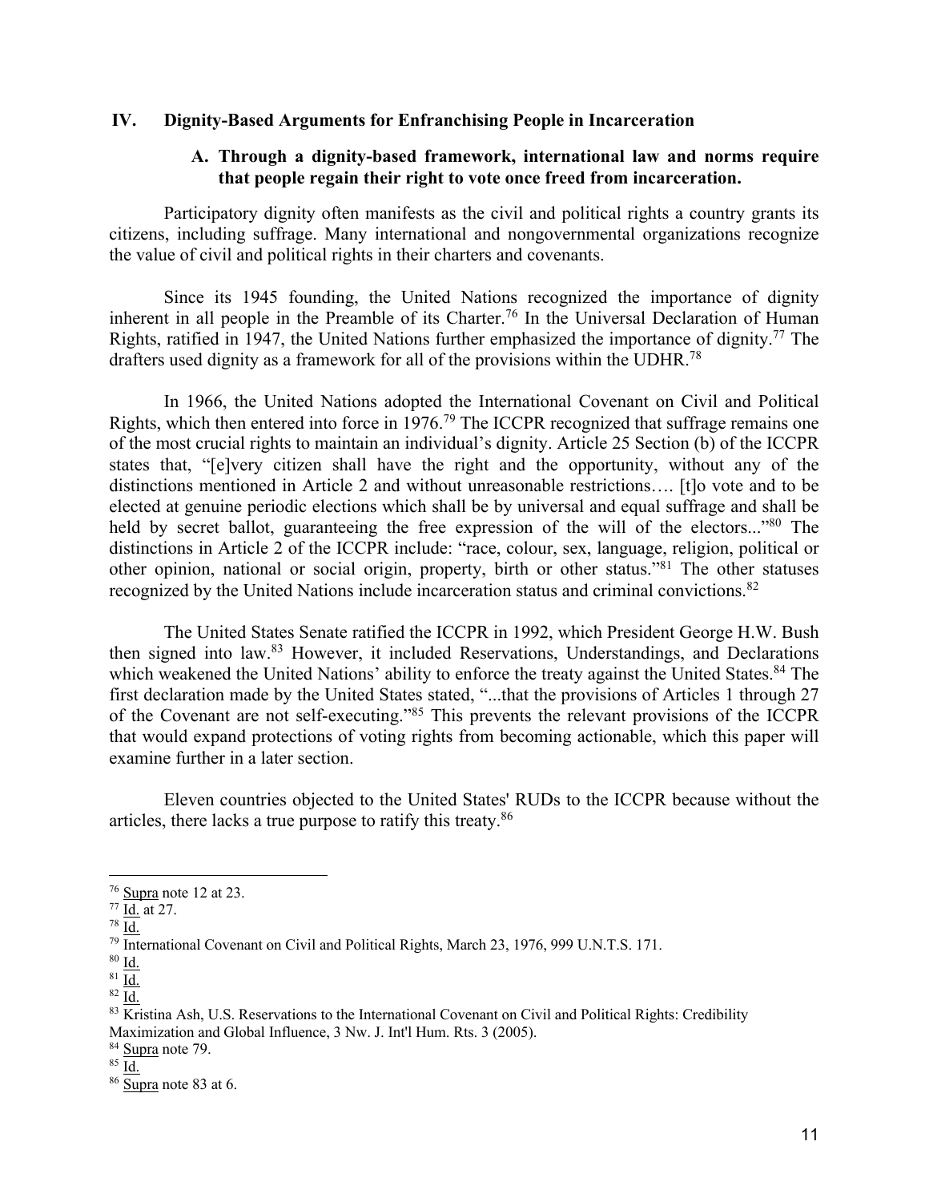## IV. Dignity-Based Arguments for Enfranchising People in Incarceration

### A. Through a dignity-based framework, international law and norms require that people regain their right to vote once freed from incarceration.

Participatory dignity often manifests as the civil and political rights a country grants its citizens, including suffrage. Many international and nongovernmental organizations recognize the value of civil and political rights in their charters and covenants.

Since its 1945 founding, the United Nations recognized the importance of dignity inherent in all people in the Preamble of its Charter.[76] In the Universal Declaration of Human Rights, ratified in 1947, the United Nations further emphasized the importance of dignity.[77] The drafters used dignity as a framework for all of the provisions within the UDHR.[78]

In 1966, the United Nations adopted the International Covenant on Civil and Political Rights, which then entered into force in 1976.[79] The ICCPR recognized that suffrage remains one of the most crucial rights to maintain an individual's dignity. Article 25 Section (b) of the ICCPR states that, "[e]very citizen shall have the right and the opportunity, without any of the distinctions mentioned in Article 2 and without unreasonable restrictions…. [t]o vote and to be elected at genuine periodic elections which shall be by universal and equal suffrage and shall be held by secret ballot, guaranteeing the free expression of the will of the electors..."[80] The distinctions in Article 2 of the ICCPR include: "race, colour, sex, language, religion, political or other opinion, national or social origin, property, birth or other status."[81] The other statuses recognized by the United Nations include incarceration status and criminal convictions.[82]

The United States Senate ratified the ICCPR in 1992, which President George H.W. Bush then signed into law.[83] However, it included Reservations, Understandings, and Declarations which weakened the United Nations' ability to enforce the treaty against the United States.[84] The first declaration made by the United States stated, "...that the provisions of Articles 1 through 27 of the Covenant are not self-executing."[85] This prevents the relevant provisions of the ICCPR that would expand protections of voting rights from becoming actionable, which this paper will examine further in a later section.

Eleven countries objected to the United States' RUDs to the ICCPR because without the articles, there lacks a true purpose to ratify this treaty.[86]

---

[76] Supra note 12 at 23.
[77] Id. at 27.
[78] Id.
[79] International Covenant on Civil and Political Rights, March 23, 1976, 999 U.N.T.S. 171.
[80] Id.
[81] Id.
[82] Id.
[83] Kristina Ash, U.S. Reservations to the International Covenant on Civil and Political Rights: Credibility Maximization and Global Influence, 3 Nw. J. Int'l Hum. Rts. 3 (2005).
[84] Supra note 79.
[85] Id.
[86] Supra note 83 at 6.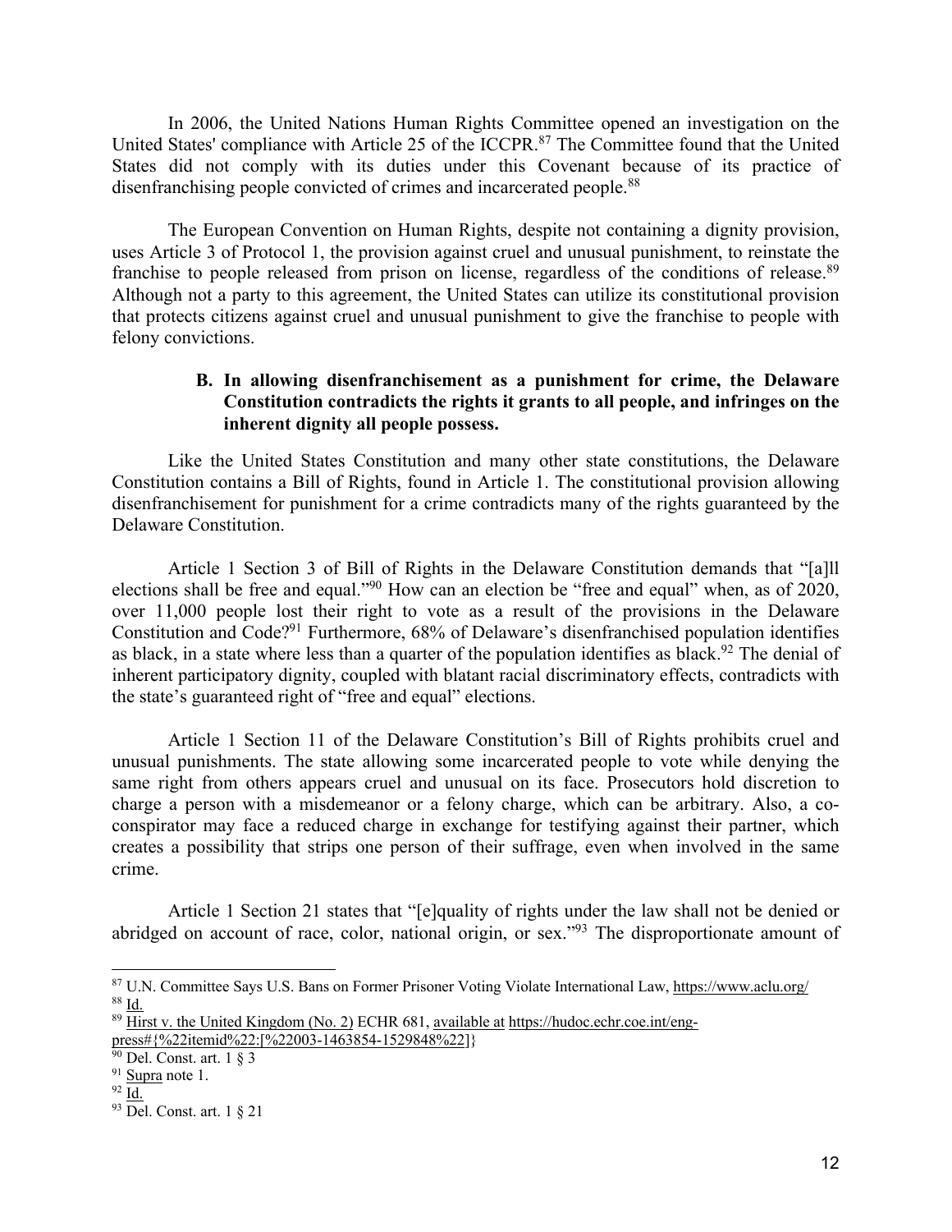In 2006, the United Nations Human Rights Committee opened an investigation on the United States' compliance with Article 25 of the ICCPR.[87] The Committee found that the United States did not comply with its duties under this Covenant because of its practice of disenfranchising people convicted of crimes and incarcerated people.[88]

The European Convention on Human Rights, despite not containing a dignity provision, uses Article 3 of Protocol 1, the provision against cruel and unusual punishment, to reinstate the franchise to people released from prison on license, regardless of the conditions of release.[89] Although not a party to this agreement, the United States can utilize its constitutional provision that protects citizens against cruel and unusual punishment to give the franchise to people with felony convictions.

### B. In allowing disenfranchisement as a punishment for crime, the Delaware Constitution contradicts the rights it grants to all people, and infringes on the inherent dignity all people possess.

Like the United States Constitution and many other state constitutions, the Delaware Constitution contains a Bill of Rights, found in Article 1. The constitutional provision allowing disenfranchisement for punishment for a crime contradicts many of the rights guaranteed by the Delaware Constitution.

Article 1 Section 3 of Bill of Rights in the Delaware Constitution demands that "[a]ll elections shall be free and equal."[90] How can an election be "free and equal" when, as of 2020, over 11,000 people lost their right to vote as a result of the provisions in the Delaware Constitution and Code?[91] Furthermore, 68% of Delaware's disenfranchised population identifies as black, in a state where less than a quarter of the population identifies as black.[92] The denial of inherent participatory dignity, coupled with blatant racial discriminatory effects, contradicts with the state's guaranteed right of "free and equal" elections.

Article 1 Section 11 of the Delaware Constitution's Bill of Rights prohibits cruel and unusual punishments. The state allowing some incarcerated people to vote while denying the same right from others appears cruel and unusual on its face. Prosecutors hold discretion to charge a person with a misdemeanor or a felony charge, which can be arbitrary. Also, a co-conspirator may face a reduced charge in exchange for testifying against their partner, which creates a possibility that strips one person of their suffrage, even when involved in the same crime.

Article 1 Section 21 states that "[e]quality of rights under the law shall not be denied or abridged on account of race, color, national origin, or sex."[93] The disproportionate amount of

---

[87] U.N. Committee Says U.S. Bans on Former Prisoner Voting Violate International Law, https://www.aclu.org/

[88] Id.

[89] Hirst v. the United Kingdom (No. 2) ECHR 681, available at https://hudoc.echr.coe.int/eng-press#{%22itemid%22:[%22003-1463854-1529848%22]}

[90] Del. Const. art. 1 § 3

[91] Supra note 1.

[92] Id.

[93] Del. Const. art. 1 § 21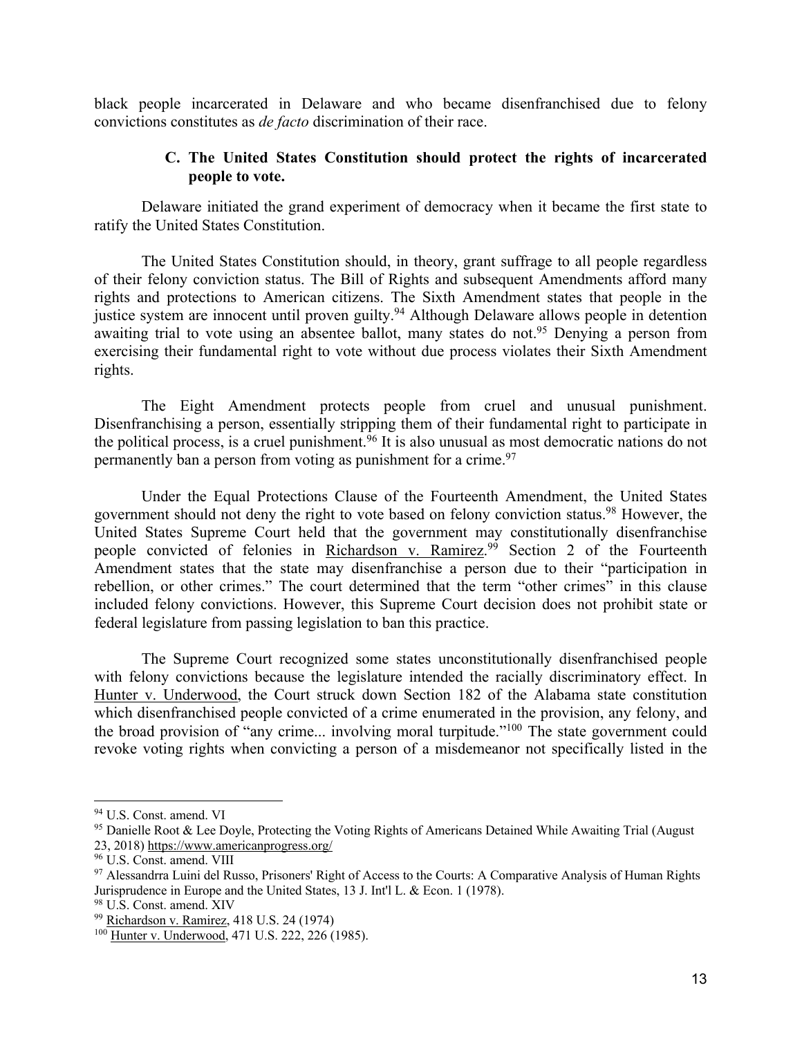black people incarcerated in Delaware and who became disenfranchised due to felony convictions constitutes as *de facto* discrimination of their race.

### C. The United States Constitution should protect the rights of incarcerated people to vote.

Delaware initiated the grand experiment of democracy when it became the first state to ratify the United States Constitution.

The United States Constitution should, in theory, grant suffrage to all people regardless of their felony conviction status. The Bill of Rights and subsequent Amendments afford many rights and protections to American citizens. The Sixth Amendment states that people in the justice system are innocent until proven guilty.[94] Although Delaware allows people in detention awaiting trial to vote using an absentee ballot, many states do not.[95] Denying a person from exercising their fundamental right to vote without due process violates their Sixth Amendment rights.

The Eight Amendment protects people from cruel and unusual punishment. Disenfranchising a person, essentially stripping them of their fundamental right to participate in the political process, is a cruel punishment.[96] It is also unusual as most democratic nations do not permanently ban a person from voting as punishment for a crime.[97]

Under the Equal Protections Clause of the Fourteenth Amendment, the United States government should not deny the right to vote based on felony conviction status.[98] However, the United States Supreme Court held that the government may constitutionally disenfranchise people convicted of felonies in Richardson v. Ramirez.[99] Section 2 of the Fourteenth Amendment states that the state may disenfranchise a person due to their "participation in rebellion, or other crimes." The court determined that the term "other crimes" in this clause included felony convictions. However, this Supreme Court decision does not prohibit state or federal legislature from passing legislation to ban this practice.

The Supreme Court recognized some states unconstitutionally disenfranchised people with felony convictions because the legislature intended the racially discriminatory effect. In Hunter v. Underwood, the Court struck down Section 182 of the Alabama state constitution which disenfranchised people convicted of a crime enumerated in the provision, any felony, and the broad provision of "any crime... involving moral turpitude."[100] The state government could revoke voting rights when convicting a person of a misdemeanor not specifically listed in the

---

[94] U.S. Const. amend. VI

[95] Danielle Root & Lee Doyle, Protecting the Voting Rights of Americans Detained While Awaiting Trial (August 23, 2018) https://www.americanprogress.org/

[96] U.S. Const. amend. VIII

[97] Alessandrra Luini del Russo, Prisoners' Right of Access to the Courts: A Comparative Analysis of Human Rights Jurisprudence in Europe and the United States, 13 J. Int'l L. & Econ. 1 (1978).

[98] U.S. Const. amend. XIV

[99] Richardson v. Ramirez, 418 U.S. 24 (1974)

[100] Hunter v. Underwood, 471 U.S. 222, 226 (1985).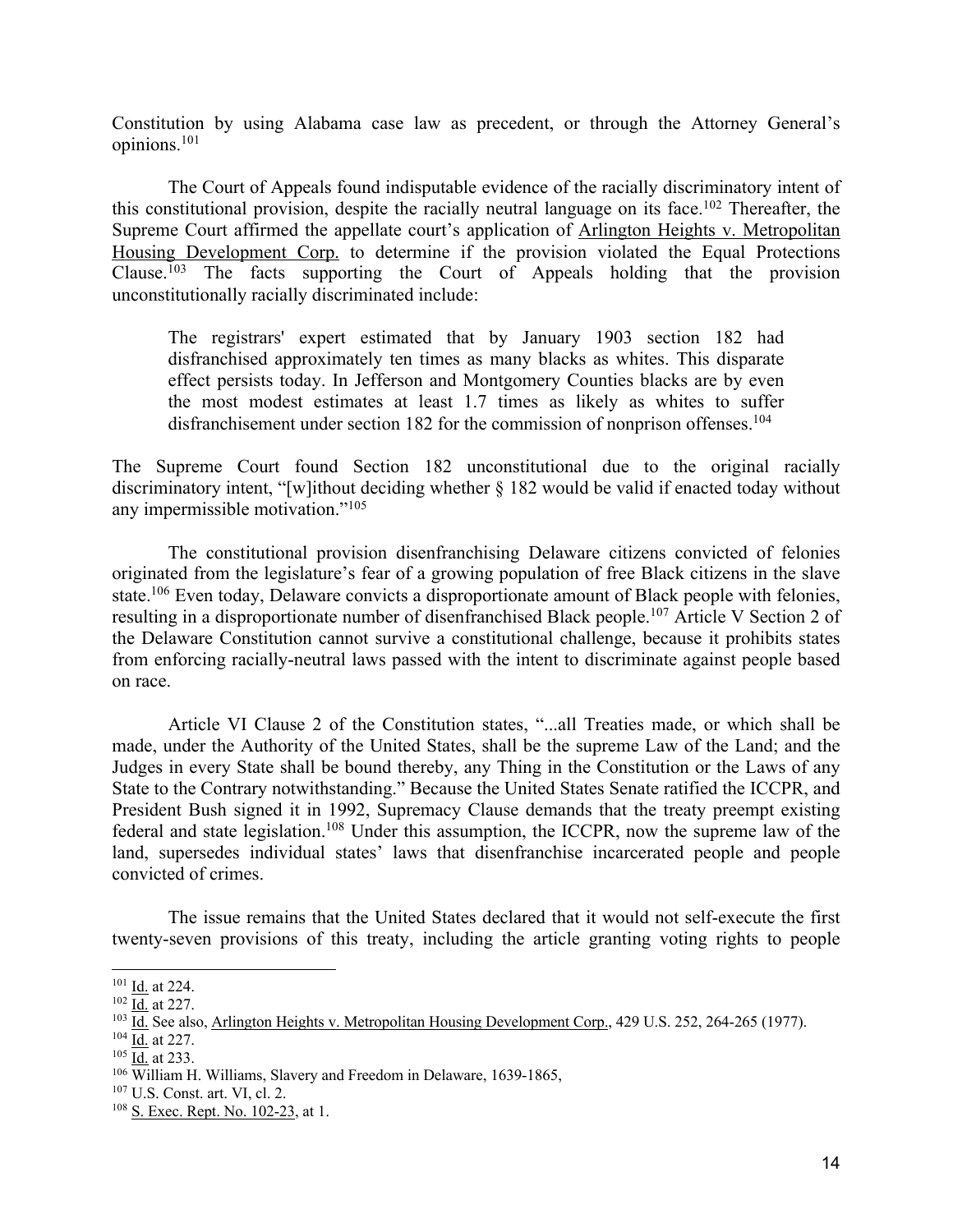Constitution by using Alabama case law as precedent, or through the Attorney General's opinions.[101]

The Court of Appeals found indisputable evidence of the racially discriminatory intent of this constitutional provision, despite the racially neutral language on its face.[102] Thereafter, the Supreme Court affirmed the appellate court's application of Arlington Heights v. Metropolitan Housing Development Corp. to determine if the provision violated the Equal Protections Clause.[103] The facts supporting the Court of Appeals holding that the provision unconstitutionally racially discriminated include:

> The registrars' expert estimated that by January 1903 section 182 had disfranchised approximately ten times as many blacks as whites. This disparate effect persists today. In Jefferson and Montgomery Counties blacks are by even the most modest estimates at least 1.7 times as likely as whites to suffer disfranchisement under section 182 for the commission of nonprison offenses.[104]

The Supreme Court found Section 182 unconstitutional due to the original racially discriminatory intent, "[w]ithout deciding whether § 182 would be valid if enacted today without any impermissible motivation."[105]

The constitutional provision disenfranchising Delaware citizens convicted of felonies originated from the legislature's fear of a growing population of free Black citizens in the slave state.[106] Even today, Delaware convicts a disproportionate amount of Black people with felonies, resulting in a disproportionate number of disenfranchised Black people.[107] Article V Section 2 of the Delaware Constitution cannot survive a constitutional challenge, because it prohibits states from enforcing racially-neutral laws passed with the intent to discriminate against people based on race.

Article VI Clause 2 of the Constitution states, "...all Treaties made, or which shall be made, under the Authority of the United States, shall be the supreme Law of the Land; and the Judges in every State shall be bound thereby, any Thing in the Constitution or the Laws of any State to the Contrary notwithstanding." Because the United States Senate ratified the ICCPR, and President Bush signed it in 1992, Supremacy Clause demands that the treaty preempt existing federal and state legislation.[108] Under this assumption, the ICCPR, now the supreme law of the land, supersedes individual states' laws that disenfranchise incarcerated people and people convicted of crimes.

The issue remains that the United States declared that it would not self-execute the first twenty-seven provisions of this treaty, including the article granting voting rights to people

---

[101] Id. at 224.

[102] Id. at 227.

[103] Id. See also, Arlington Heights v. Metropolitan Housing Development Corp., 429 U.S. 252, 264-265 (1977).

[104] Id. at 227.

[105] Id. at 233.

[106] William H. Williams, Slavery and Freedom in Delaware, 1639-1865,

[107] U.S. Const. art. VI, cl. 2.

[108] S. Exec. Rept. No. 102-23, at 1.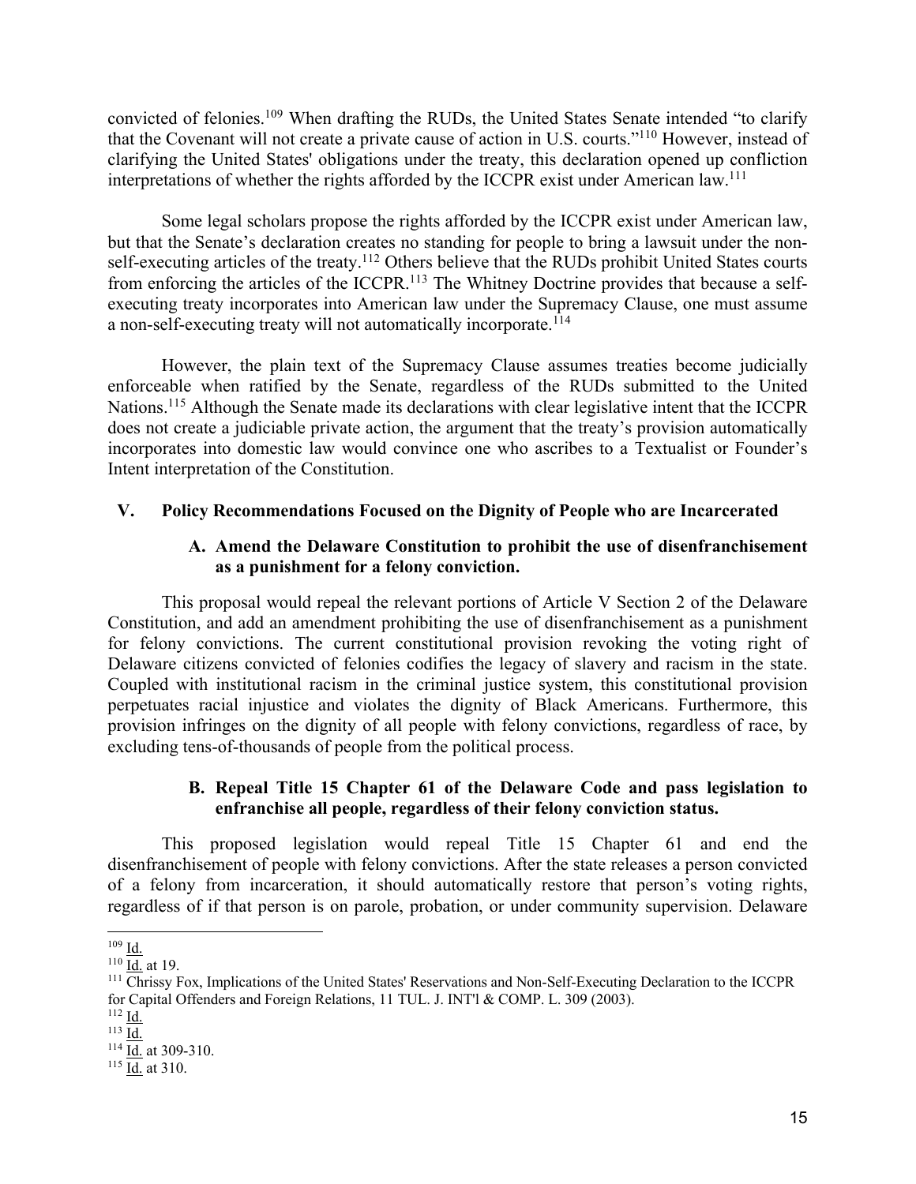convicted of felonies.[109] When drafting the RUDs, the United States Senate intended "to clarify that the Covenant will not create a private cause of action in U.S. courts."[110] However, instead of clarifying the United States' obligations under the treaty, this declaration opened up confliction interpretations of whether the rights afforded by the ICCPR exist under American law.[111]

Some legal scholars propose the rights afforded by the ICCPR exist under American law, but that the Senate's declaration creates no standing for people to bring a lawsuit under the non-self-executing articles of the treaty.[112] Others believe that the RUDs prohibit United States courts from enforcing the articles of the ICCPR.[113] The Whitney Doctrine provides that because a self-executing treaty incorporates into American law under the Supremacy Clause, one must assume a non-self-executing treaty will not automatically incorporate.[114]

However, the plain text of the Supremacy Clause assumes treaties become judicially enforceable when ratified by the Senate, regardless of the RUDs submitted to the United Nations.[115] Although the Senate made its declarations with clear legislative intent that the ICCPR does not create a judiciable private action, the argument that the treaty's provision automatically incorporates into domestic law would convince one who ascribes to a Textualist or Founder's Intent interpretation of the Constitution.

## V. Policy Recommendations Focused on the Dignity of People who are Incarcerated

### A. Amend the Delaware Constitution to prohibit the use of disenfranchisement as a punishment for a felony conviction.

This proposal would repeal the relevant portions of Article V Section 2 of the Delaware Constitution, and add an amendment prohibiting the use of disenfranchisement as a punishment for felony convictions. The current constitutional provision revoking the voting right of Delaware citizens convicted of felonies codifies the legacy of slavery and racism in the state. Coupled with institutional racism in the criminal justice system, this constitutional provision perpetuates racial injustice and violates the dignity of Black Americans. Furthermore, this provision infringes on the dignity of all people with felony convictions, regardless of race, by excluding tens-of-thousands of people from the political process.

### B. Repeal Title 15 Chapter 61 of the Delaware Code and pass legislation to enfranchise all people, regardless of their felony conviction status.

This proposed legislation would repeal Title 15 Chapter 61 and end the disenfranchisement of people with felony convictions. After the state releases a person convicted of a felony from incarceration, it should automatically restore that person's voting rights, regardless of if that person is on parole, probation, or under community supervision. Delaware

---

[109] Id.

[110] Id. at 19.

[111] Chrissy Fox, Implications of the United States' Reservations and Non-Self-Executing Declaration to the ICCPR for Capital Offenders and Foreign Relations, 11 TUL. J. INT'l & COMP. L. 309 (2003).

[112] Id.

[113] Id.

[114] Id. at 309-310.

[115] Id. at 310.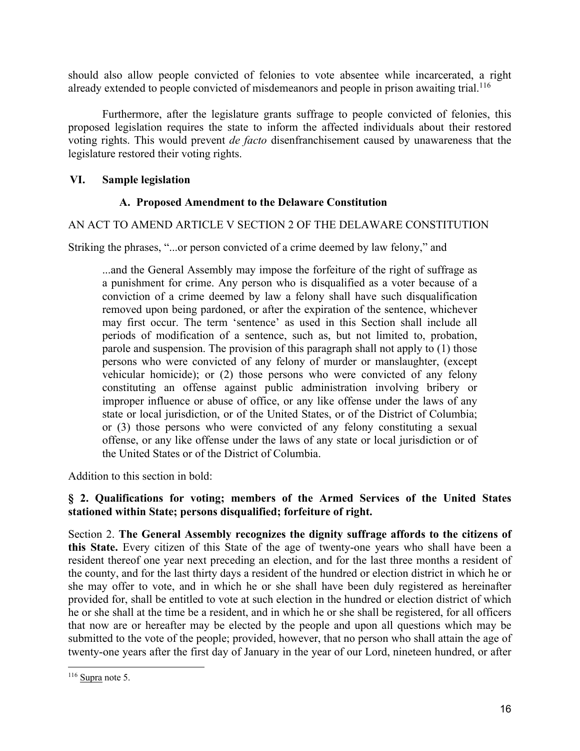should also allow people convicted of felonies to vote absentee while incarcerated, a right already extended to people convicted of misdemeanors and people in prison awaiting trial.[116]

Furthermore, after the legislature grants suffrage to people convicted of felonies, this proposed legislation requires the state to inform the affected individuals about their restored voting rights. This would prevent *de facto* disenfranchisement caused by unawareness that the legislature restored their voting rights.

## VI. Sample legislation

### A. Proposed Amendment to the Delaware Constitution

AN ACT TO AMEND ARTICLE V SECTION 2 OF THE DELAWARE CONSTITUTION

Striking the phrases, "...or person convicted of a crime deemed by law felony," and

> ...and the General Assembly may impose the forfeiture of the right of suffrage as a punishment for crime. Any person who is disqualified as a voter because of a conviction of a crime deemed by law a felony shall have such disqualification removed upon being pardoned, or after the expiration of the sentence, whichever may first occur. The term 'sentence' as used in this Section shall include all periods of modification of a sentence, such as, but not limited to, probation, parole and suspension. The provision of this paragraph shall not apply to (1) those persons who were convicted of any felony of murder or manslaughter, (except vehicular homicide); or (2) those persons who were convicted of any felony constituting an offense against public administration involving bribery or improper influence or abuse of office, or any like offense under the laws of any state or local jurisdiction, or of the United States, or of the District of Columbia; or (3) those persons who were convicted of any felony constituting a sexual offense, or any like offense under the laws of any state or local jurisdiction or of the United States or of the District of Columbia.

Addition to this section in bold:

**§ 2. Qualifications for voting; members of the Armed Services of the United States stationed within State; persons disqualified; forfeiture of right.**

Section 2. **The General Assembly recognizes the dignity suffrage affords to the citizens of this State.** Every citizen of this State of the age of twenty-one years who shall have been a resident thereof one year next preceding an election, and for the last three months a resident of the county, and for the last thirty days a resident of the hundred or election district in which he or she may offer to vote, and in which he or she shall have been duly registered as hereinafter provided for, shall be entitled to vote at such election in the hundred or election district of which he or she shall at the time be a resident, and in which he or she shall be registered, for all officers that now are or hereafter may be elected by the people and upon all questions which may be submitted to the vote of the people; provided, however, that no person who shall attain the age of twenty-one years after the first day of January in the year of our Lord, nineteen hundred, or after

[116] Supra note 5.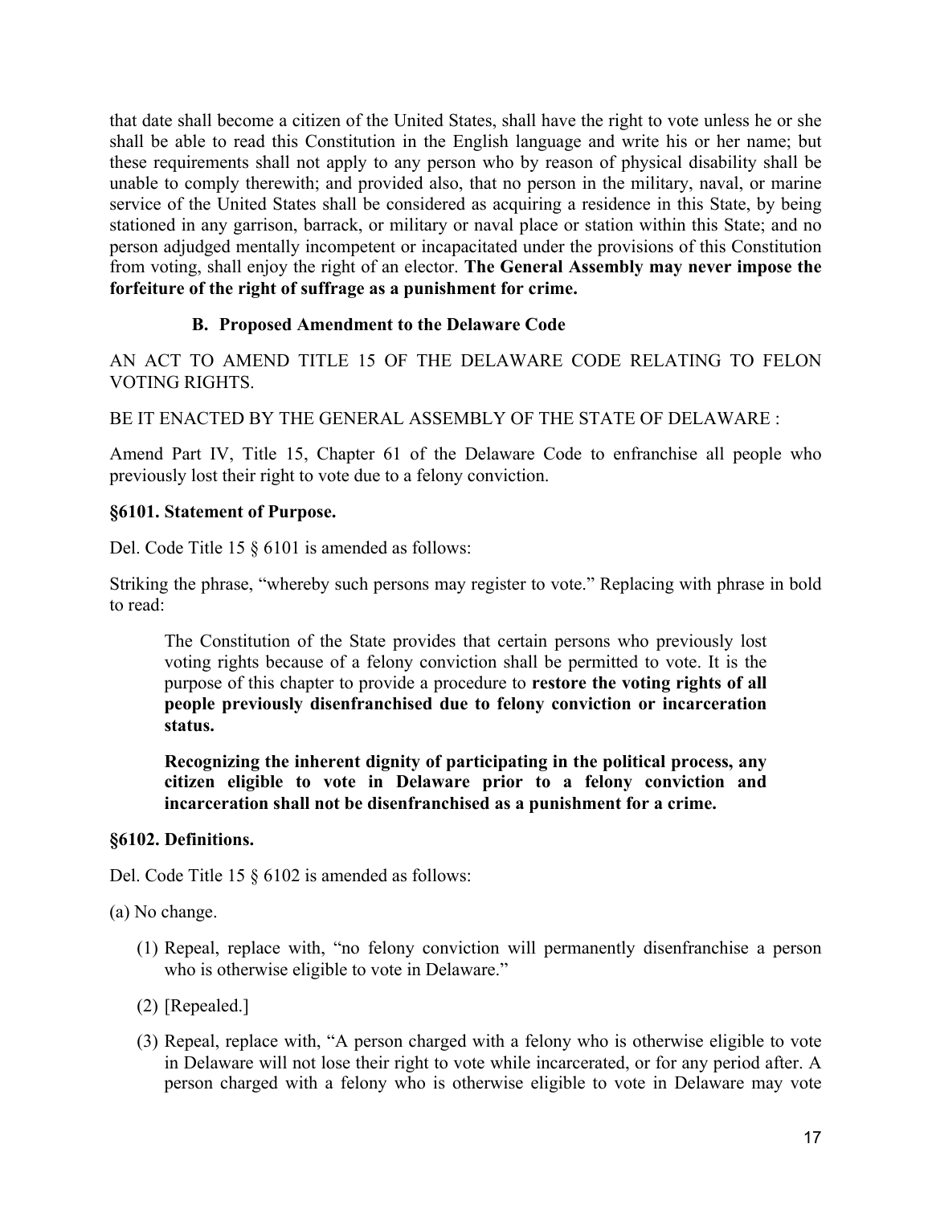that date shall become a citizen of the United States, shall have the right to vote unless he or she shall be able to read this Constitution in the English language and write his or her name; but these requirements shall not apply to any person who by reason of physical disability shall be unable to comply therewith; and provided also, that no person in the military, naval, or marine service of the United States shall be considered as acquiring a residence in this State, by being stationed in any garrison, barrack, or military or naval place or station within this State; and no person adjudged mentally incompetent or incapacitated under the provisions of this Constitution from voting, shall enjoy the right of an elector. **The General Assembly may never impose the forfeiture of the right of suffrage as a punishment for crime.**

### B. Proposed Amendment to the Delaware Code

AN ACT TO AMEND TITLE 15 OF THE DELAWARE CODE RELATING TO FELON VOTING RIGHTS.

BE IT ENACTED BY THE GENERAL ASSEMBLY OF THE STATE OF DELAWARE :

Amend Part IV, Title 15, Chapter 61 of the Delaware Code to enfranchise all people who previously lost their right to vote due to a felony conviction.

**§6101. Statement of Purpose.**

Del. Code Title 15 § 6101 is amended as follows:

Striking the phrase, "whereby such persons may register to vote." Replacing with phrase in bold to read:

> The Constitution of the State provides that certain persons who previously lost voting rights because of a felony conviction shall be permitted to vote. It is the purpose of this chapter to provide a procedure to **restore the voting rights of all people previously disenfranchised due to felony conviction or incarceration status.**
>
> **Recognizing the inherent dignity of participating in the political process, any citizen eligible to vote in Delaware prior to a felony conviction and incarceration shall not be disenfranchised as a punishment for a crime.**

**§6102. Definitions.**

Del. Code Title 15 § 6102 is amended as follows:

(a) No change.

(1) Repeal, replace with, "no felony conviction will permanently disenfranchise a person who is otherwise eligible to vote in Delaware."

(2) [Repealed.]

(3) Repeal, replace with, "A person charged with a felony who is otherwise eligible to vote in Delaware will not lose their right to vote while incarcerated, or for any period after. A person charged with a felony who is otherwise eligible to vote in Delaware may vote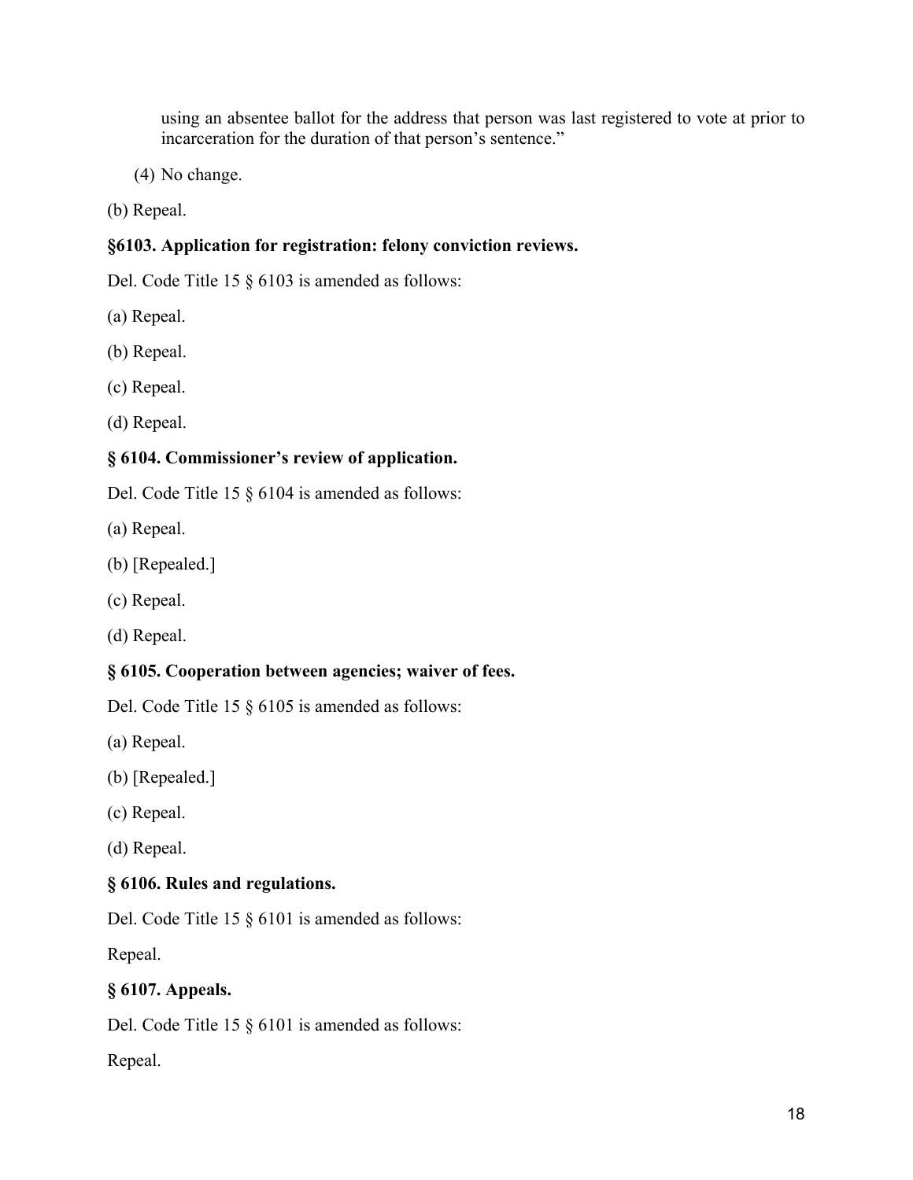using an absentee ballot for the address that person was last registered to vote at prior to incarceration for the duration of that person's sentence."

(4) No change.

(b) Repeal.

### §6103. Application for registration: felony conviction reviews.

Del. Code Title 15 § 6103 is amended as follows:

(a) Repeal.

(b) Repeal.

(c) Repeal.

(d) Repeal.

### § 6104. Commissioner's review of application.

Del. Code Title 15 § 6104 is amended as follows:

(a) Repeal.

(b) [Repealed.]

(c) Repeal.

(d) Repeal.

### § 6105. Cooperation between agencies; waiver of fees.

Del. Code Title 15 § 6105 is amended as follows:

(a) Repeal.

(b) [Repealed.]

(c) Repeal.

(d) Repeal.

### § 6106. Rules and regulations.

Del. Code Title 15 § 6101 is amended as follows:

Repeal.

### § 6107. Appeals.

Del. Code Title 15 § 6101 is amended as follows:

Repeal.